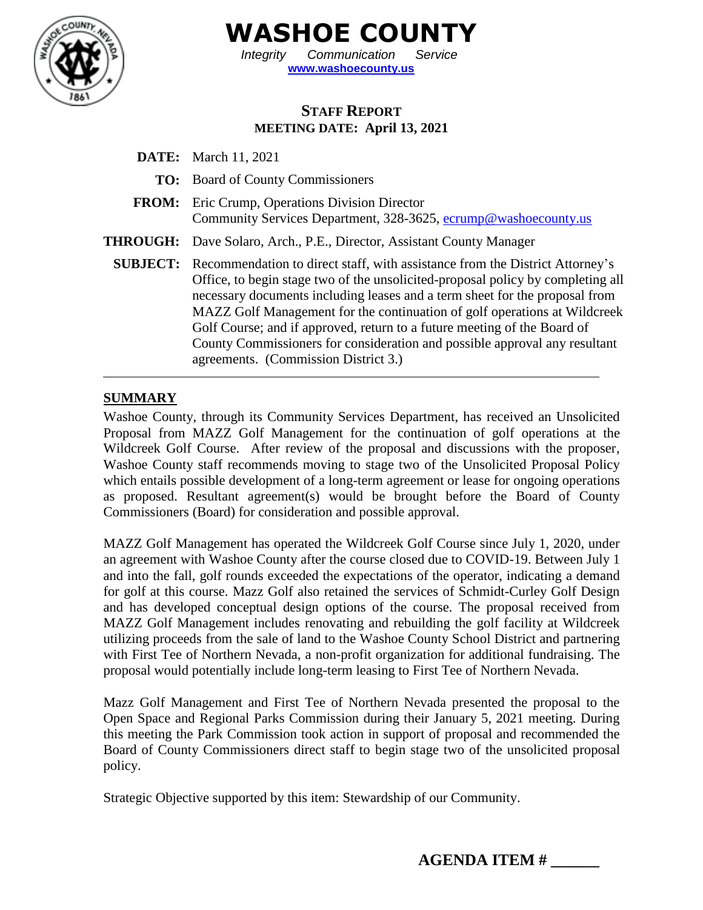# WASHOE COUNTY

*Integrity Communication Service*

**www.washoecounty.us**

## STAFF REPORT

**MEETING DATE: April 13, 2021**

**DATE:** March 11, 2021

**TO:** Board of County Commissioners

**FROM:** Eric Crump, Operations Division Director
Community Services Department, 328-3625, ecrump@washoecounty.us

**THROUGH:** Dave Solaro, Arch., P.E., Director, Assistant County Manager

**SUBJECT:** Recommendation to direct staff, with assistance from the District Attorney's Office, to begin stage two of the unsolicited-proposal policy by completing all necessary documents including leases and a term sheet for the proposal from MAZZ Golf Management for the continuation of golf operations at Wildcreek Golf Course; and if approved, return to a future meeting of the Board of County Commissioners for consideration and possible approval any resultant agreements. (Commission District 3.)

---

## SUMMARY

Washoe County, through its Community Services Department, has received an Unsolicited Proposal from MAZZ Golf Management for the continuation of golf operations at the Wildcreek Golf Course. After review of the proposal and discussions with the proposer, Washoe County staff recommends moving to stage two of the Unsolicited Proposal Policy which entails possible development of a long-term agreement or lease for ongoing operations as proposed. Resultant agreement(s) would be brought before the Board of County Commissioners (Board) for consideration and possible approval.

MAZZ Golf Management has operated the Wildcreek Golf Course since July 1, 2020, under an agreement with Washoe County after the course closed due to COVID-19. Between July 1 and into the fall, golf rounds exceeded the expectations of the operator, indicating a demand for golf at this course. Mazz Golf also retained the services of Schmidt-Curley Golf Design and has developed conceptual design options of the course. The proposal received from MAZZ Golf Management includes renovating and rebuilding the golf facility at Wildcreek utilizing proceeds from the sale of land to the Washoe County School District and partnering with First Tee of Northern Nevada, a non-profit organization for additional fundraising. The proposal would potentially include long-term leasing to First Tee of Northern Nevada.

Mazz Golf Management and First Tee of Northern Nevada presented the proposal to the Open Space and Regional Parks Commission during their January 5, 2021 meeting. During this meeting the Park Commission took action in support of proposal and recommended the Board of County Commissioners direct staff to begin stage two of the unsolicited proposal policy.

Strategic Objective supported by this item: Stewardship of our Community.

**AGENDA ITEM # ______**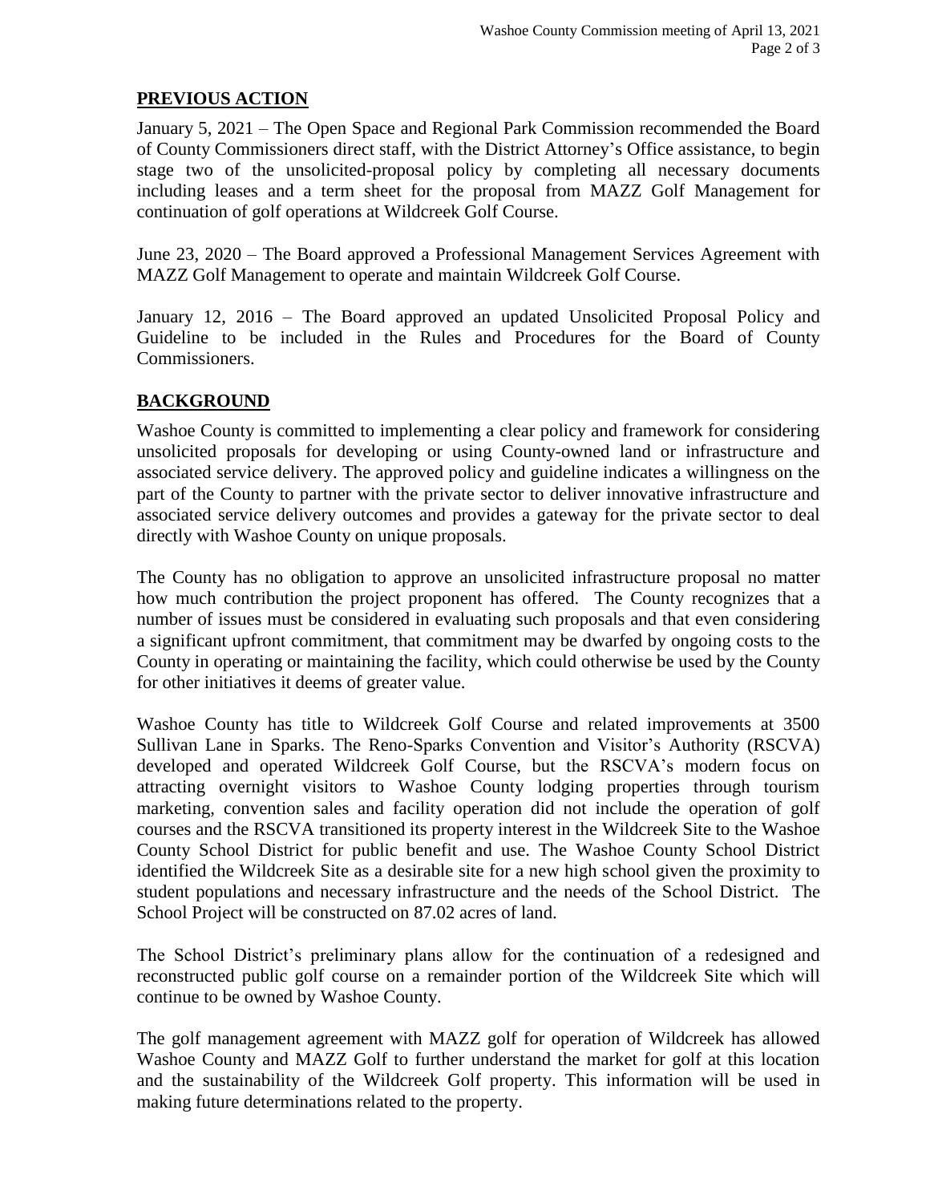## PREVIOUS ACTION

January 5, 2021 – The Open Space and Regional Park Commission recommended the Board of County Commissioners direct staff, with the District Attorney's Office assistance, to begin stage two of the unsolicited-proposal policy by completing all necessary documents including leases and a term sheet for the proposal from MAZZ Golf Management for continuation of golf operations at Wildcreek Golf Course.

June 23, 2020 – The Board approved a Professional Management Services Agreement with MAZZ Golf Management to operate and maintain Wildcreek Golf Course.

January 12, 2016 – The Board approved an updated Unsolicited Proposal Policy and Guideline to be included in the Rules and Procedures for the Board of County Commissioners.

## BACKGROUND

Washoe County is committed to implementing a clear policy and framework for considering unsolicited proposals for developing or using County-owned land or infrastructure and associated service delivery. The approved policy and guideline indicates a willingness on the part of the County to partner with the private sector to deliver innovative infrastructure and associated service delivery outcomes and provides a gateway for the private sector to deal directly with Washoe County on unique proposals.

The County has no obligation to approve an unsolicited infrastructure proposal no matter how much contribution the project proponent has offered. The County recognizes that a number of issues must be considered in evaluating such proposals and that even considering a significant upfront commitment, that commitment may be dwarfed by ongoing costs to the County in operating or maintaining the facility, which could otherwise be used by the County for other initiatives it deems of greater value.

Washoe County has title to Wildcreek Golf Course and related improvements at 3500 Sullivan Lane in Sparks. The Reno-Sparks Convention and Visitor's Authority (RSCVA) developed and operated Wildcreek Golf Course, but the RSCVA's modern focus on attracting overnight visitors to Washoe County lodging properties through tourism marketing, convention sales and facility operation did not include the operation of golf courses and the RSCVA transitioned its property interest in the Wildcreek Site to the Washoe County School District for public benefit and use. The Washoe County School District identified the Wildcreek Site as a desirable site for a new high school given the proximity to student populations and necessary infrastructure and the needs of the School District. The School Project will be constructed on 87.02 acres of land.

The School District's preliminary plans allow for the continuation of a redesigned and reconstructed public golf course on a remainder portion of the Wildcreek Site which will continue to be owned by Washoe County.

The golf management agreement with MAZZ golf for operation of Wildcreek has allowed Washoe County and MAZZ Golf to further understand the market for golf at this location and the sustainability of the Wildcreek Golf property. This information will be used in making future determinations related to the property.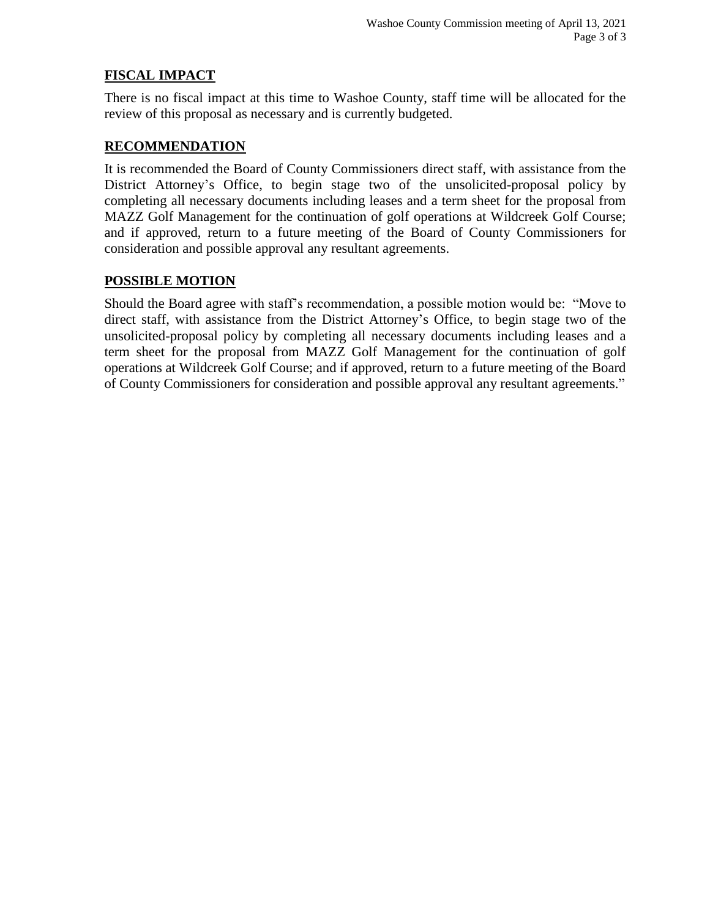## **FISCAL IMPACT**

There is no fiscal impact at this time to Washoe County, staff time will be allocated for the review of this proposal as necessary and is currently budgeted.

## **RECOMMENDATION**

It is recommended the Board of County Commissioners direct staff, with assistance from the District Attorney's Office, to begin stage two of the unsolicited-proposal policy by completing all necessary documents including leases and a term sheet for the proposal from MAZZ Golf Management for the continuation of golf operations at Wildcreek Golf Course; and if approved, return to a future meeting of the Board of County Commissioners for consideration and possible approval any resultant agreements.

## **POSSIBLE MOTION**

Should the Board agree with staff's recommendation, a possible motion would be: "Move to direct staff, with assistance from the District Attorney's Office, to begin stage two of the unsolicited-proposal policy by completing all necessary documents including leases and a term sheet for the proposal from MAZZ Golf Management for the continuation of golf operations at Wildcreek Golf Course; and if approved, return to a future meeting of the Board of County Commissioners for consideration and possible approval any resultant agreements."